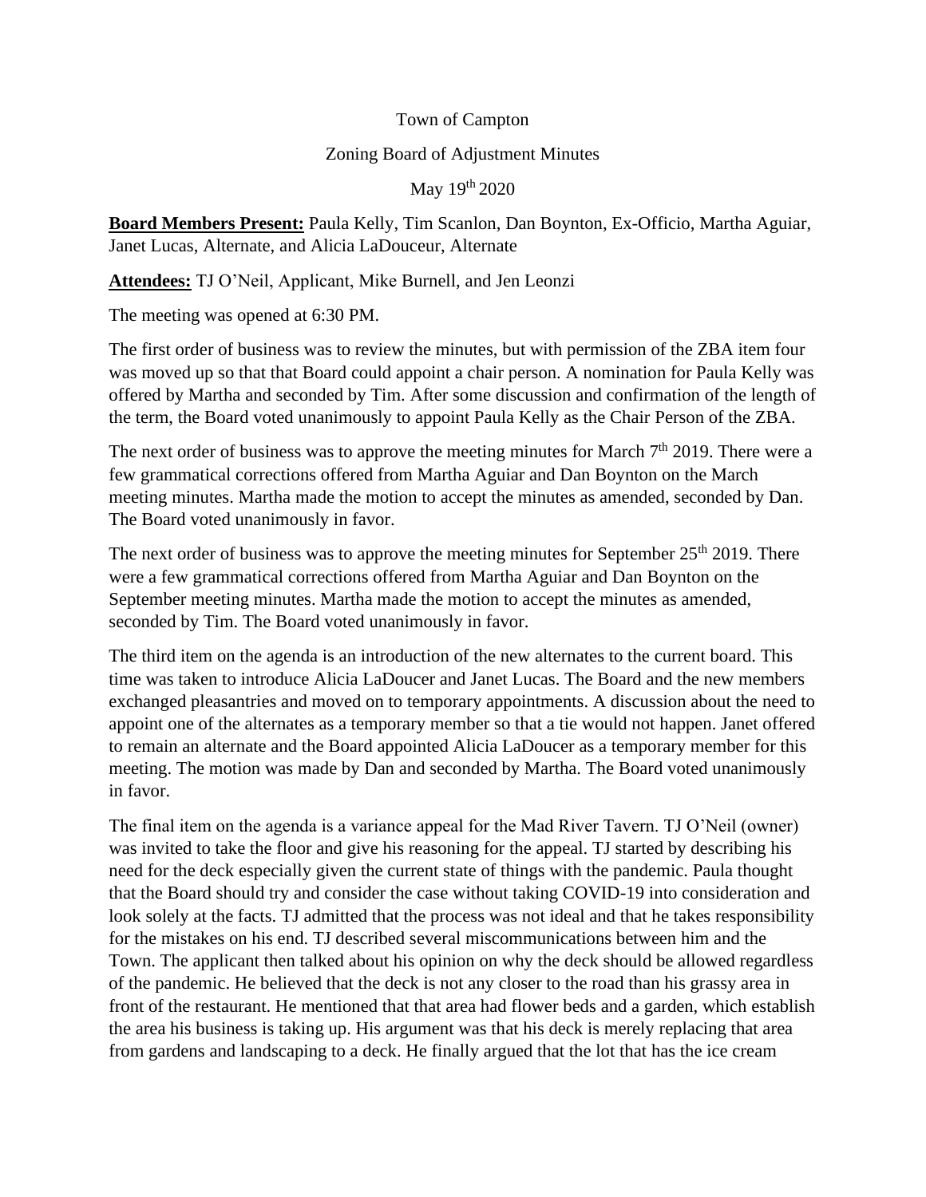Town of Campton

Zoning Board of Adjustment Minutes

May 19th 2020

**Board Members Present:** Paula Kelly, Tim Scanlon, Dan Boynton, Ex-Officio, Martha Aguiar, Janet Lucas, Alternate, and Alicia LaDouceur, Alternate

**Attendees:** TJ O'Neil, Applicant, Mike Burnell, and Jen Leonzi

The meeting was opened at 6:30 PM.

The first order of business was to review the minutes, but with permission of the ZBA item four was moved up so that that Board could appoint a chair person. A nomination for Paula Kelly was offered by Martha and seconded by Tim. After some discussion and confirmation of the length of the term, the Board voted unanimously to appoint Paula Kelly as the Chair Person of the ZBA.

The next order of business was to approve the meeting minutes for March 7th 2019. There were a few grammatical corrections offered from Martha Aguiar and Dan Boynton on the March meeting minutes. Martha made the motion to accept the minutes as amended, seconded by Dan. The Board voted unanimously in favor.

The next order of business was to approve the meeting minutes for September 25th 2019. There were a few grammatical corrections offered from Martha Aguiar and Dan Boynton on the September meeting minutes. Martha made the motion to accept the minutes as amended, seconded by Tim. The Board voted unanimously in favor.

The third item on the agenda is an introduction of the new alternates to the current board. This time was taken to introduce Alicia LaDoucer and Janet Lucas. The Board and the new members exchanged pleasantries and moved on to temporary appointments. A discussion about the need to appoint one of the alternates as a temporary member so that a tie would not happen. Janet offered to remain an alternate and the Board appointed Alicia LaDoucer as a temporary member for this meeting. The motion was made by Dan and seconded by Martha. The Board voted unanimously in favor.

The final item on the agenda is a variance appeal for the Mad River Tavern. TJ O'Neil (owner) was invited to take the floor and give his reasoning for the appeal. TJ started by describing his need for the deck especially given the current state of things with the pandemic. Paula thought that the Board should try and consider the case without taking COVID-19 into consideration and look solely at the facts. TJ admitted that the process was not ideal and that he takes responsibility for the mistakes on his end. TJ described several miscommunications between him and the Town. The applicant then talked about his opinion on why the deck should be allowed regardless of the pandemic. He believed that the deck is not any closer to the road than his grassy area in front of the restaurant. He mentioned that that area had flower beds and a garden, which establish the area his business is taking up. His argument was that his deck is merely replacing that area from gardens and landscaping to a deck. He finally argued that the lot that has the ice cream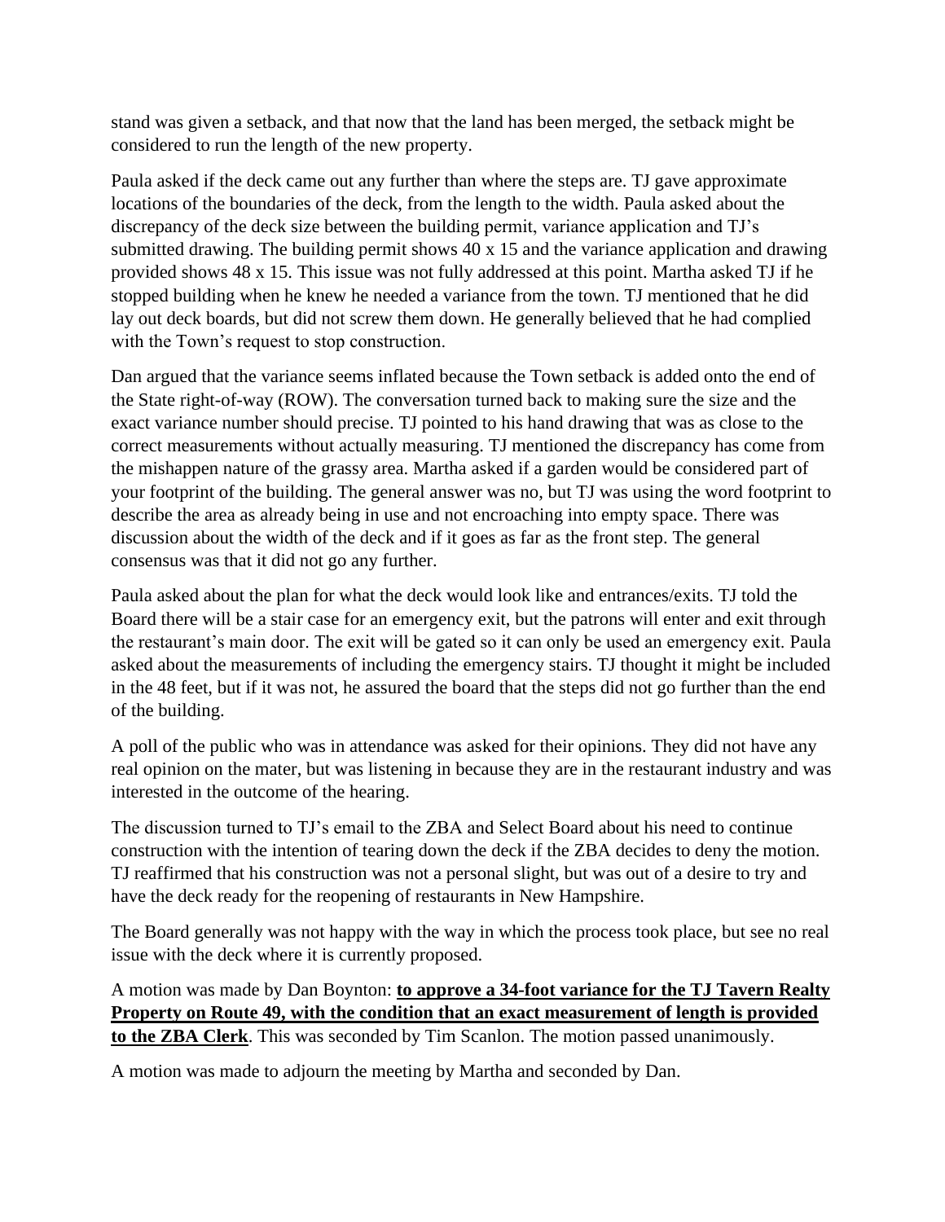stand was given a setback, and that now that the land has been merged, the setback might be considered to run the length of the new property.

Paula asked if the deck came out any further than where the steps are. TJ gave approximate locations of the boundaries of the deck, from the length to the width. Paula asked about the discrepancy of the deck size between the building permit, variance application and TJ's submitted drawing. The building permit shows 40 x 15 and the variance application and drawing provided shows 48 x 15. This issue was not fully addressed at this point. Martha asked TJ if he stopped building when he knew he needed a variance from the town. TJ mentioned that he did lay out deck boards, but did not screw them down. He generally believed that he had complied with the Town's request to stop construction.

Dan argued that the variance seems inflated because the Town setback is added onto the end of the State right-of-way (ROW). The conversation turned back to making sure the size and the exact variance number should precise. TJ pointed to his hand drawing that was as close to the correct measurements without actually measuring. TJ mentioned the discrepancy has come from the mishappen nature of the grassy area. Martha asked if a garden would be considered part of your footprint of the building. The general answer was no, but TJ was using the word footprint to describe the area as already being in use and not encroaching into empty space. There was discussion about the width of the deck and if it goes as far as the front step. The general consensus was that it did not go any further.

Paula asked about the plan for what the deck would look like and entrances/exits. TJ told the Board there will be a stair case for an emergency exit, but the patrons will enter and exit through the restaurant's main door. The exit will be gated so it can only be used an emergency exit. Paula asked about the measurements of including the emergency stairs. TJ thought it might be included in the 48 feet, but if it was not, he assured the board that the steps did not go further than the end of the building.

A poll of the public who was in attendance was asked for their opinions. They did not have any real opinion on the mater, but was listening in because they are in the restaurant industry and was interested in the outcome of the hearing.

The discussion turned to TJ's email to the ZBA and Select Board about his need to continue construction with the intention of tearing down the deck if the ZBA decides to deny the motion. TJ reaffirmed that his construction was not a personal slight, but was out of a desire to try and have the deck ready for the reopening of restaurants in New Hampshire.

The Board generally was not happy with the way in which the process took place, but see no real issue with the deck where it is currently proposed.

A motion was made by Dan Boynton: **to approve a 34-foot variance for the TJ Tavern Realty Property on Route 49, with the condition that an exact measurement of length is provided to the ZBA Clerk**. This was seconded by Tim Scanlon. The motion passed unanimously.

A motion was made to adjourn the meeting by Martha and seconded by Dan.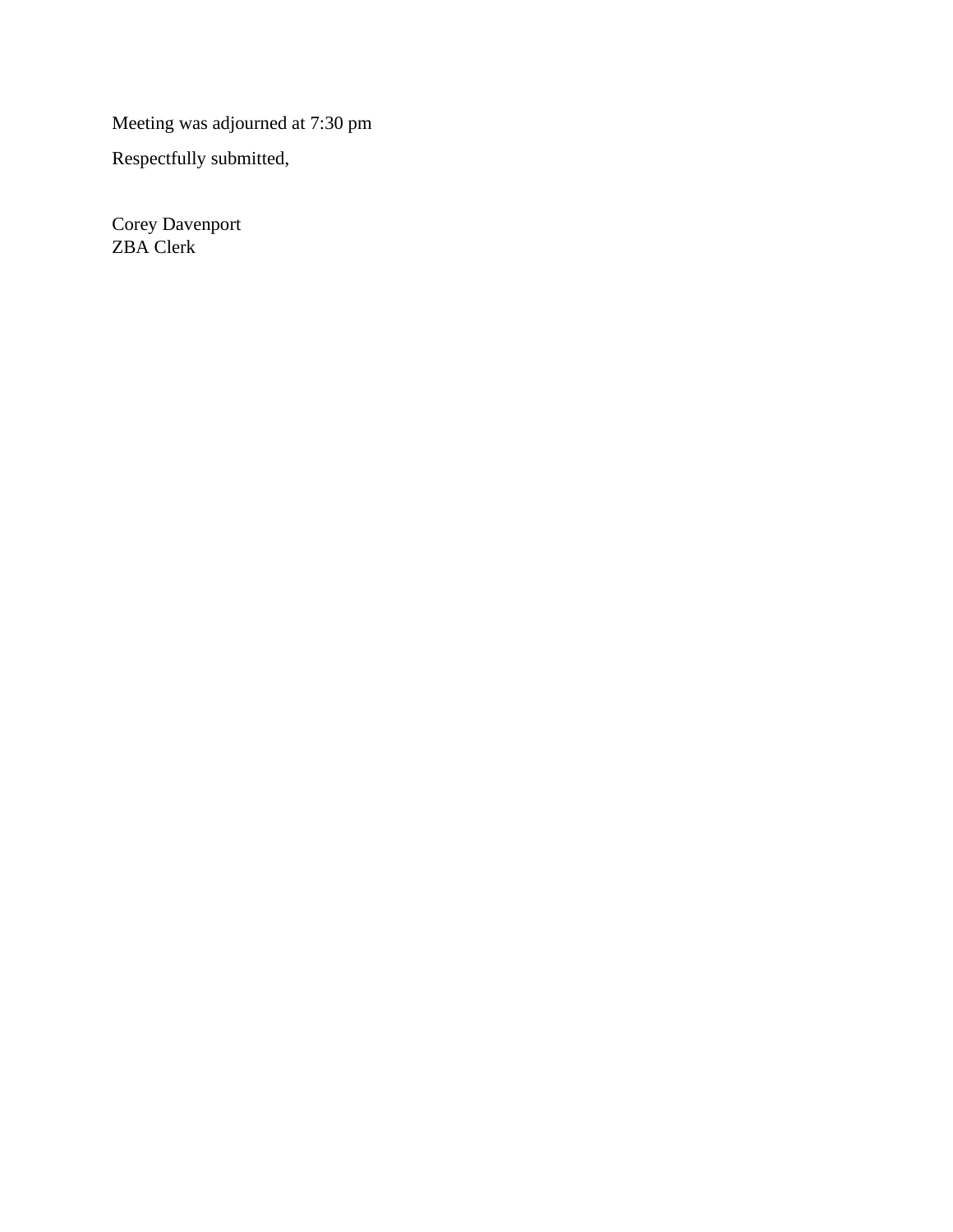Meeting was adjourned at 7:30 pm

Respectfully submitted,

Corey Davenport
ZBA Clerk